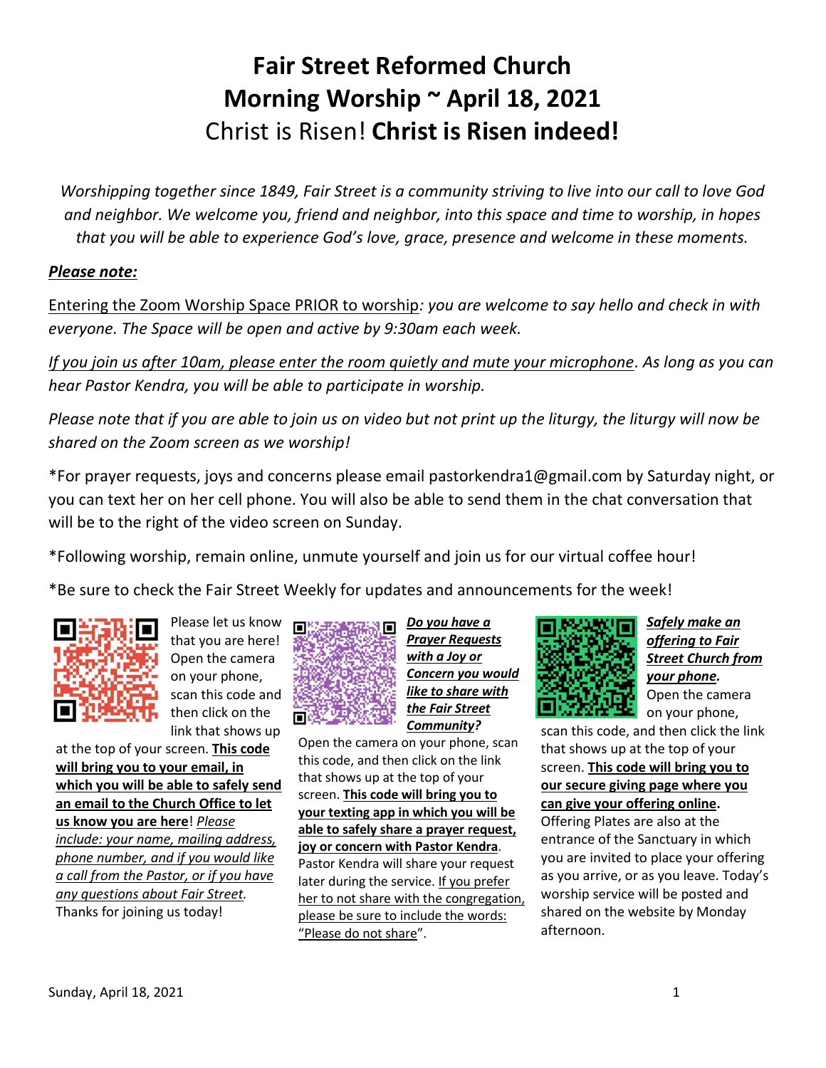# Fair Street Reformed Church
# Morning Worship ~ April 18, 2021
# Christ is Risen! **Christ is Risen indeed!**

*Worshipping together since 1849, Fair Street is a community striving to live into our call to love God and neighbor. We welcome you, friend and neighbor, into this space and time to worship, in hopes that you will be able to experience God's love, grace, presence and welcome in these moments.*

***Please note:***

Entering the Zoom Worship Space PRIOR to worship*: you are welcome to say hello and check in with everyone. The Space will be open and active by 9:30am each week.*

*If you join us after 10am, please enter the room quietly and mute your microphone. As long as you can hear Pastor Kendra, you will be able to participate in worship.*

*Please note that if you are able to join us on video but not print up the liturgy, the liturgy will now be shared on the Zoom screen as we worship!*

*For prayer requests, joys and concerns please email pastorkendra1@gmail.com by Saturday night, or you can text her on her cell phone. You will also be able to send them in the chat conversation that will be to the right of the video screen on Sunday.

*Following worship, remain online, unmute yourself and join us for our virtual coffee hour!

*Be sure to check the Fair Street Weekly for updates and announcements for the week!

Please let us know that you are here! Open the camera on your phone, scan this code and then click on the link that shows up at the top of your screen. **This code will bring you to your email, in which you will be able to safely send an email to the Church Office to let us know you are here**! *Please include: your name, mailing address, phone number, and if you would like a call from the Pastor, or if you have any questions about Fair Street.* Thanks for joining us today!

***Do you have a Prayer Requests with a Joy or Concern you would like to share with the Fair Street Community?***

Open the camera on your phone, scan this code, and then click on the link that shows up at the top of your screen. **This code will bring you to your texting app in which you will be able to safely share a prayer request, joy or concern with Pastor Kendra**. Pastor Kendra will share your request later during the service. If you prefer her to not share with the congregation, please be sure to include the words: "Please do not share".

***Safely make an offering to Fair Street Church from your phone.*** Open the camera on your phone, scan this code, and then click the link that shows up at the top of your screen. **This code will bring you to our secure giving page where you can give your offering online.** Offering Plates are also at the entrance of the Sanctuary in which you are invited to place your offering as you arrive, or as you leave. Today's worship service will be posted and shared on the website by Monday afternoon.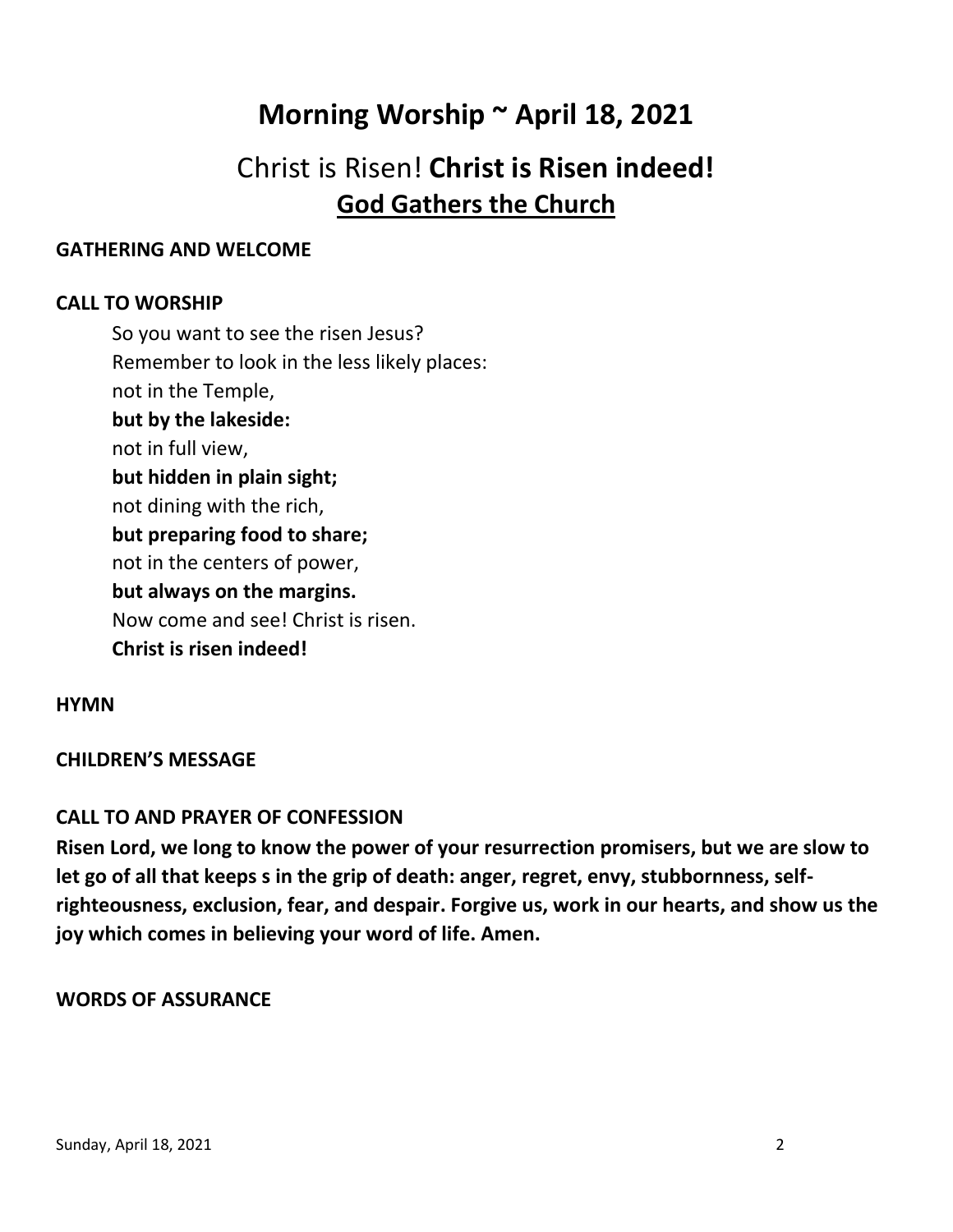# Morning Worship ~ April 18, 2021

## Christ is Risen! **Christ is Risen indeed!**

## God Gathers the Church

**GATHERING AND WELCOME**

**CALL TO WORSHIP**

So you want to see the risen Jesus?
Remember to look in the less likely places:
not in the Temple,
**but by the lakeside:**
not in full view,
**but hidden in plain sight;**
not dining with the rich,
**but preparing food to share;**
not in the centers of power,
**but always on the margins.**
Now come and see! Christ is risen.
**Christ is risen indeed!**

**HYMN**

**CHILDREN'S MESSAGE**

**CALL TO AND PRAYER OF CONFESSION**

**Risen Lord, we long to know the power of your resurrection promisers, but we are slow to let go of all that keeps s in the grip of death: anger, regret, envy, stubbornness, self-righteousness, exclusion, fear, and despair. Forgive us, work in our hearts, and show us the joy which comes in believing your word of life. Amen.**

**WORDS OF ASSURANCE**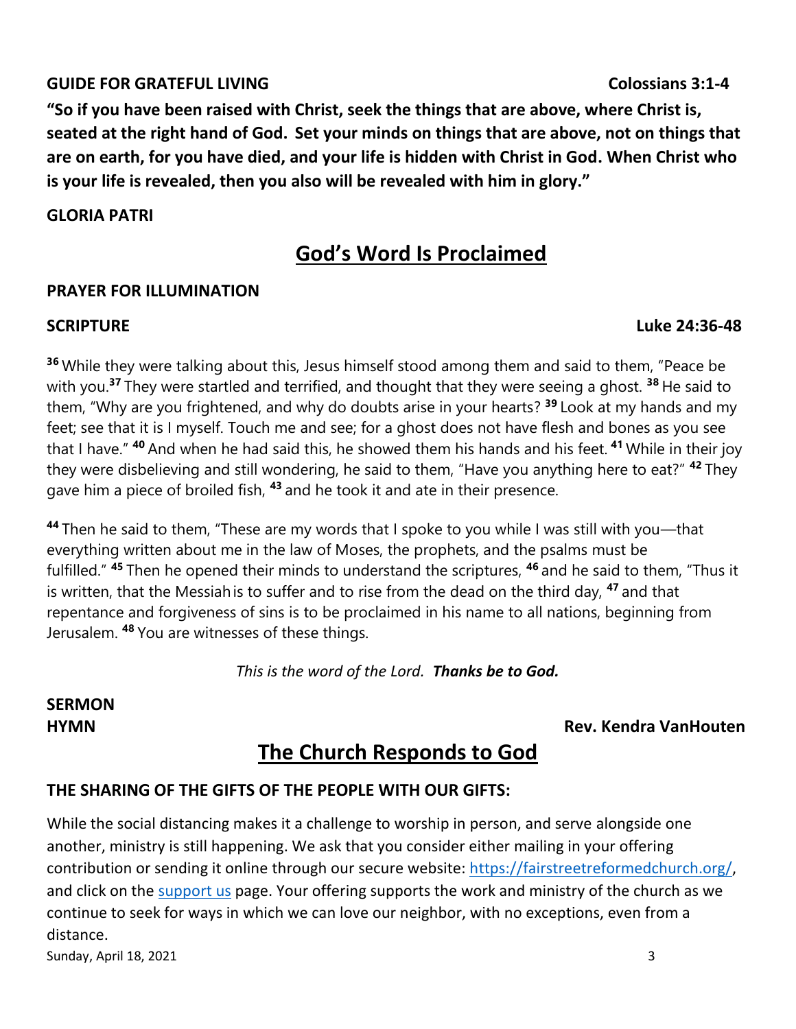**GUIDE FOR GRATEFUL LIVING** **Colossians 3:1-4**

**"So if you have been raised with Christ, seek the things that are above, where Christ is, seated at the right hand of God. Set your minds on things that are above, not on things that are on earth, for you have died, and your life is hidden with Christ in God. When Christ who is your life is revealed, then you also will be revealed with him in glory."**

**GLORIA PATRI**

## God's Word Is Proclaimed

**PRAYER FOR ILLUMINATION**

**SCRIPTURE** **Luke 24:36-48**

**36** While they were talking about this, Jesus himself stood among them and said to them, "Peace be with you.**37** They were startled and terrified, and thought that they were seeing a ghost. **38** He said to them, "Why are you frightened, and why do doubts arise in your hearts? **39** Look at my hands and my feet; see that it is I myself. Touch me and see; for a ghost does not have flesh and bones as you see that I have." **40** And when he had said this, he showed them his hands and his feet. **41** While in their joy they were disbelieving and still wondering, he said to them, "Have you anything here to eat?" **42** They gave him a piece of broiled fish, **43** and he took it and ate in their presence.

**44** Then he said to them, "These are my words that I spoke to you while I was still with you—that everything written about me in the law of Moses, the prophets, and the psalms must be fulfilled." **45** Then he opened their minds to understand the scriptures, **46** and he said to them, "Thus it is written, that the Messiah is to suffer and to rise from the dead on the third day, **47** and that repentance and forgiveness of sins is to be proclaimed in his name to all nations, beginning from Jerusalem. **48** You are witnesses of these things.

*This is the word of the Lord.* ***Thanks be to God.***

**SERMON**

**HYMN** **Rev. Kendra VanHouten**

## The Church Responds to God

**THE SHARING OF THE GIFTS OF THE PEOPLE WITH OUR GIFTS:**

While the social distancing makes it a challenge to worship in person, and serve alongside one another, ministry is still happening. We ask that you consider either mailing in your offering contribution or sending it online through our secure website: https://fairstreetreformedchurch.org/, and click on the support us page. Your offering supports the work and ministry of the church as we continue to seek for ways in which we can love our neighbor, with no exceptions, even from a distance.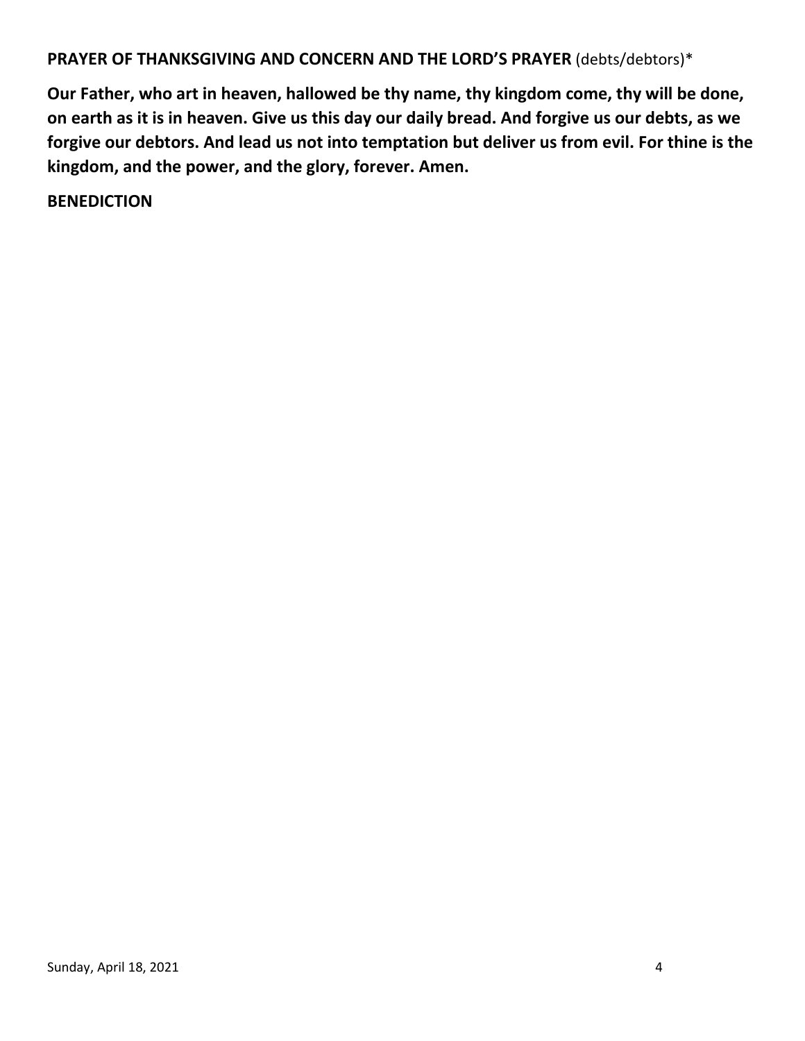**PRAYER OF THANKSGIVING AND CONCERN AND THE LORD'S PRAYER** (debts/debtors)*

**Our Father, who art in heaven, hallowed be thy name, thy kingdom come, thy will be done, on earth as it is in heaven. Give us this day our daily bread. And forgive us our debts, as we forgive our debtors. And lead us not into temptation but deliver us from evil. For thine is the kingdom, and the power, and the glory, forever. Amen.**

**BENEDICTION**